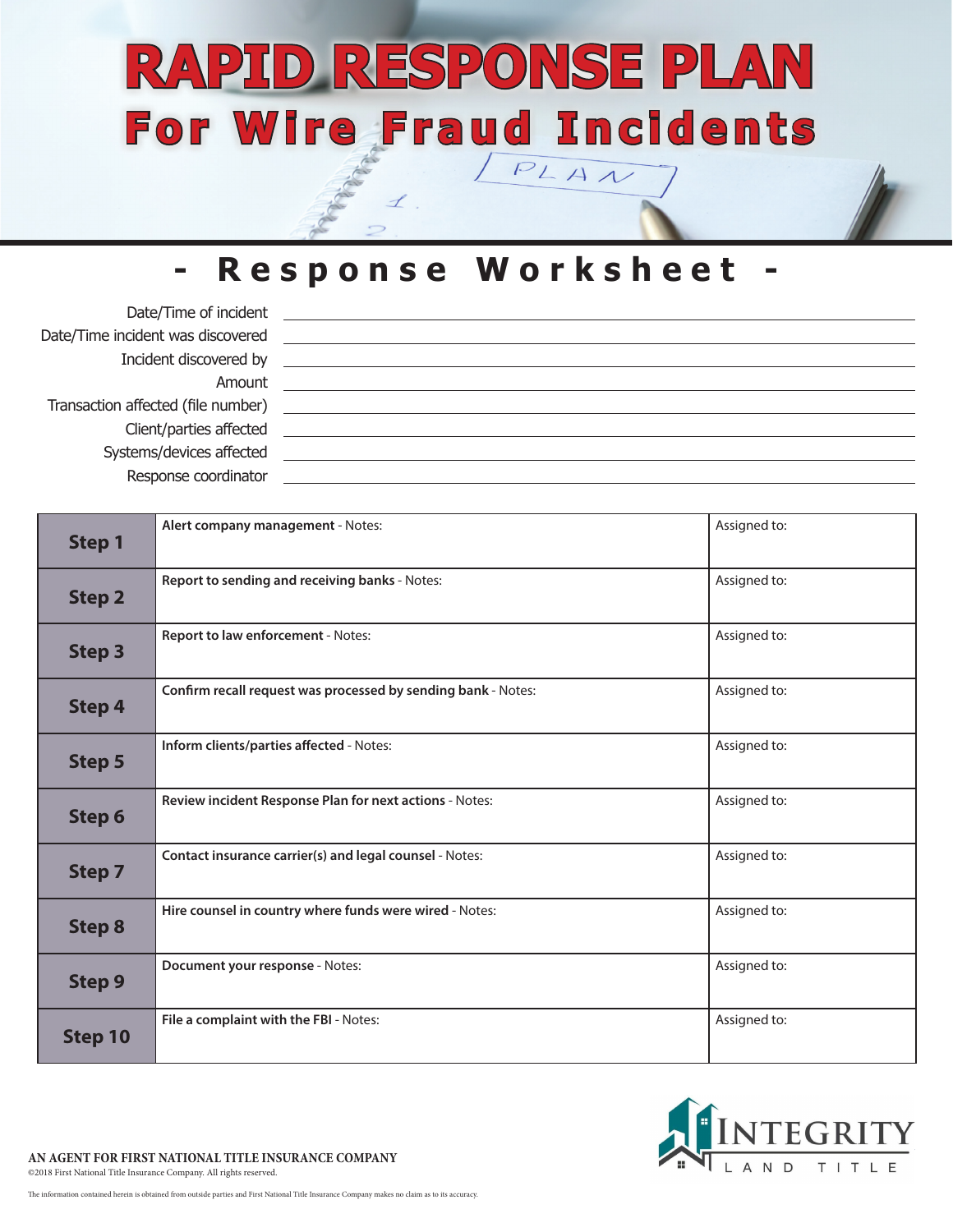# RAPID RESPONSE PLAN

## For Wire Fraud Incidents

## - Response Worksheet -

Date/Time of incident ____________________

Date/Time incident was discovered ____________________

Incident discovered by ____________________

Amount ____________________

Transaction affected (file number) ____________________

Client/parties affected ____________________

Systems/devices affected ____________________

Response coordinator ____________________

| Step | Action | Assigned to |
|---|---|---|
| **Step 1** | **Alert company management** - Notes: | Assigned to: |
| **Step 2** | **Report to sending and receiving banks** - Notes: | Assigned to: |
| **Step 3** | **Report to law enforcement** - Notes: | Assigned to: |
| **Step 4** | **Confirm recall request was processed by sending bank** - Notes: | Assigned to: |
| **Step 5** | **Inform clients/parties affected** - Notes: | Assigned to: |
| **Step 6** | **Review incident Response Plan for next actions** - Notes: | Assigned to: |
| **Step 7** | **Contact insurance carrier(s) and legal counsel** - Notes: | Assigned to: |
| **Step 8** | **Hire counsel in country where funds were wired** - Notes: | Assigned to: |
| **Step 9** | **Document your response** - Notes: | Assigned to: |
| **Step 10** | **File a complaint with the FBI** - Notes: | Assigned to: |

INTEGRITY LAND TITLE

**AN AGENT FOR FIRST NATIONAL TITLE INSURANCE COMPANY**

©2018 First National Title Insurance Company. All rights reserved.

The information contained herein is obtained from outside parties and First National Title Insurance Company makes no claim as to its accuracy.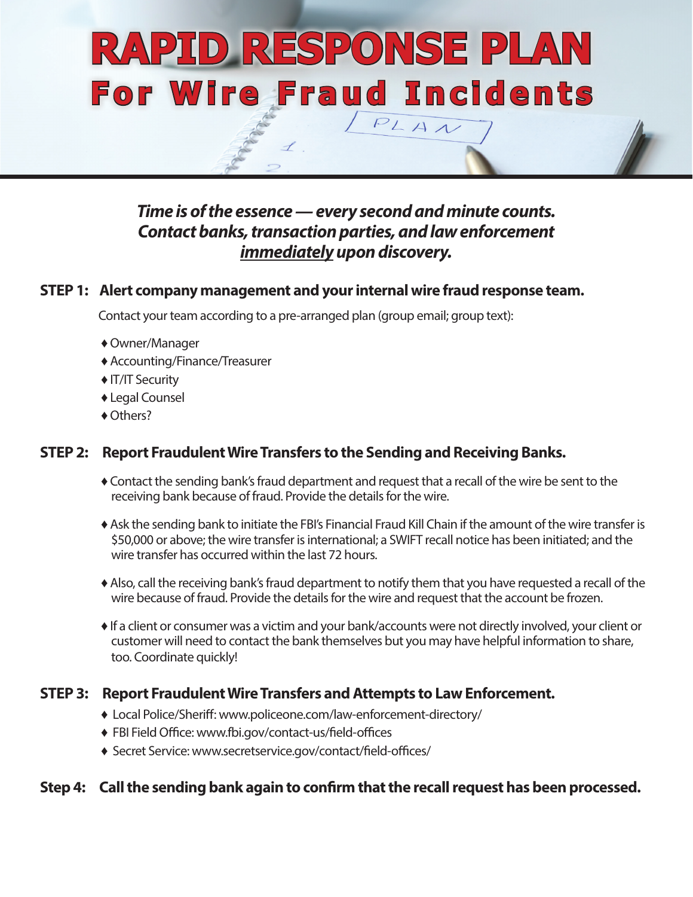# RAPID RESPONSE PLAN

## For Wire Fraud Incidents

***Time is of the essence — every second and minute counts. Contact banks, transaction parties, and law enforcement <u>immediately</u> upon discovery.***

### STEP 1: Alert company management and your internal wire fraud response team.

Contact your team according to a pre-arranged plan (group email; group text):

- Owner/Manager
- Accounting/Finance/Treasurer
- IT/IT Security
- Legal Counsel
- Others?

### STEP 2: Report Fraudulent Wire Transfers to the Sending and Receiving Banks.

- Contact the sending bank's fraud department and request that a recall of the wire be sent to the receiving bank because of fraud. Provide the details for the wire.
- Ask the sending bank to initiate the FBI's Financial Fraud Kill Chain if the amount of the wire transfer is $50,000 or above; the wire transfer is international; a SWIFT recall notice has been initiated; and the wire transfer has occurred within the last 72 hours.
- Also, call the receiving bank's fraud department to notify them that you have requested a recall of the wire because of fraud. Provide the details for the wire and request that the account be frozen.
- If a client or consumer was a victim and your bank/accounts were not directly involved, your client or customer will need to contact the bank themselves but you may have helpful information to share, too. Coordinate quickly!

### STEP 3: Report Fraudulent Wire Transfers and Attempts to Law Enforcement.

- Local Police/Sheriff: www.policeone.com/law-enforcement-directory/
- FBI Field Office: www.fbi.gov/contact-us/field-offices
- Secret Service: www.secretservice.gov/contact/field-offices/

### Step 4: Call the sending bank again to confirm that the recall request has been processed.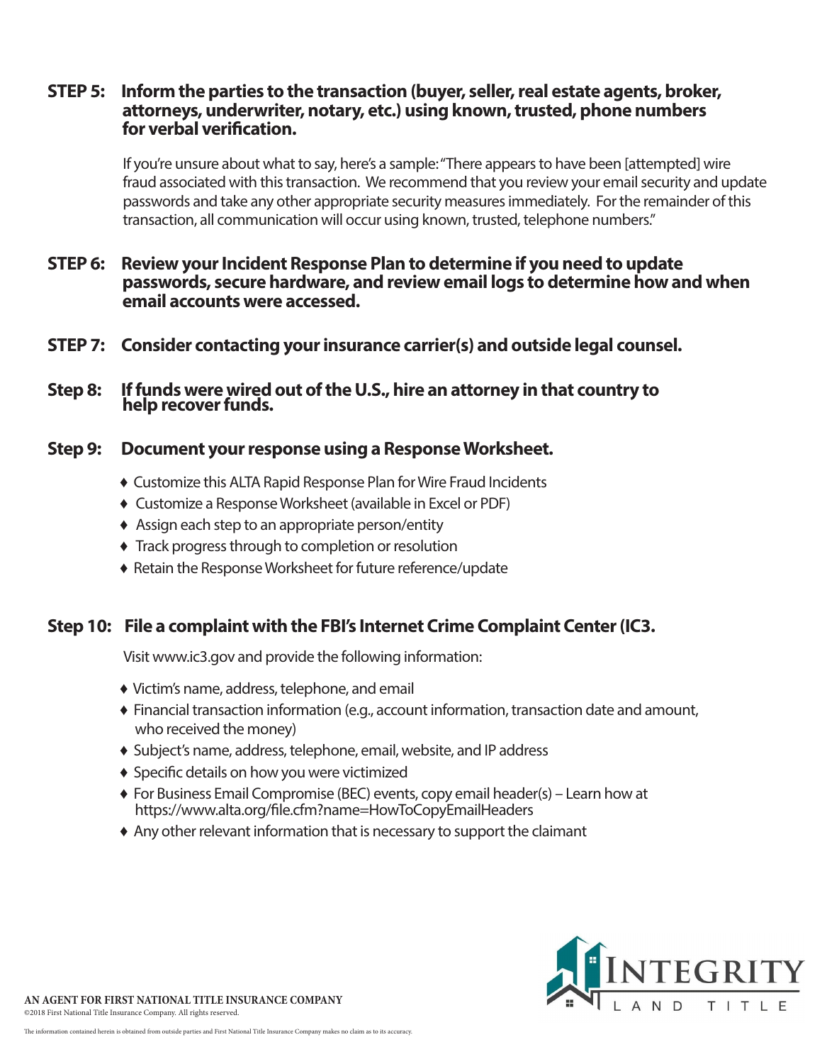**STEP 5: Inform the parties to the transaction (buyer, seller, real estate agents, broker, attorneys, underwriter, notary, etc.) using known, trusted, phone numbers for verbal verification.**

If you're unsure about what to say, here's a sample: "There appears to have been [attempted] wire fraud associated with this transaction. We recommend that you review your email security and update passwords and take any other appropriate security measures immediately. For the remainder of this transaction, all communication will occur using known, trusted, telephone numbers."

**STEP 6: Review your Incident Response Plan to determine if you need to update passwords, secure hardware, and review email logs to determine how and when email accounts were accessed.**

**STEP 7: Consider contacting your insurance carrier(s) and outside legal counsel.**

**Step 8: If funds were wired out of the U.S., hire an attorney in that country to help recover funds.**

**Step 9: Document your response using a Response Worksheet.**

- Customize this ALTA Rapid Response Plan for Wire Fraud Incidents
- Customize a Response Worksheet (available in Excel or PDF)
- Assign each step to an appropriate person/entity
- Track progress through to completion or resolution
- Retain the Response Worksheet for future reference/update

**Step 10: File a complaint with the FBI's Internet Crime Complaint Center (IC3.**

Visit www.ic3.gov and provide the following information:

- Victim's name, address, telephone, and email
- Financial transaction information (e.g., account information, transaction date and amount, who received the money)
- Subject's name, address, telephone, email, website, and IP address
- Specific details on how you were victimized
- For Business Email Compromise (BEC) events, copy email header(s) – Learn how at https://www.alta.org/file.cfm?name=HowToCopyEmailHeaders
- Any other relevant information that is necessary to support the claimant

**AN AGENT FOR FIRST NATIONAL TITLE INSURANCE COMPANY**
©2018 First National Title Insurance Company. All rights reserved.

The information contained herein is obtained from outside parties and First National Title Insurance Company makes no claim as to its accuracy.

INTEGRITY LAND TITLE